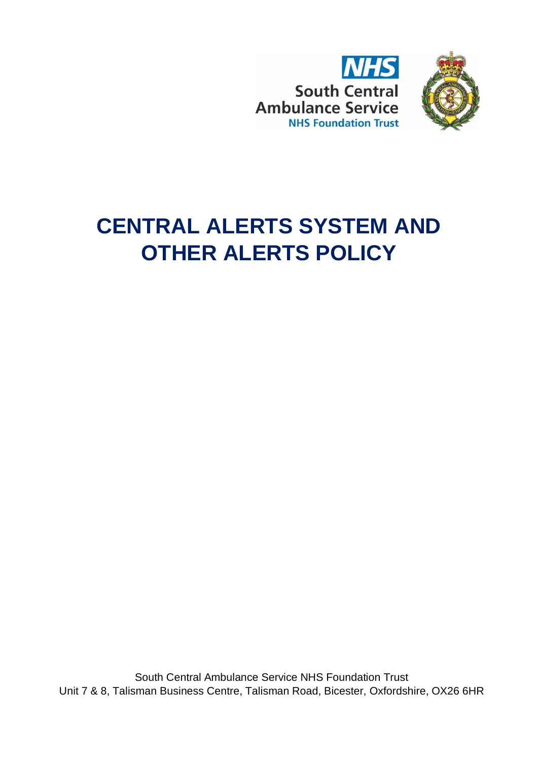NHS

South Central Ambulance Service

NHS Foundation Trust

# CENTRAL ALERTS SYSTEM AND OTHER ALERTS POLICY

South Central Ambulance Service NHS Foundation Trust
Unit 7 & 8, Talisman Business Centre, Talisman Road, Bicester, Oxfordshire, OX26 6HR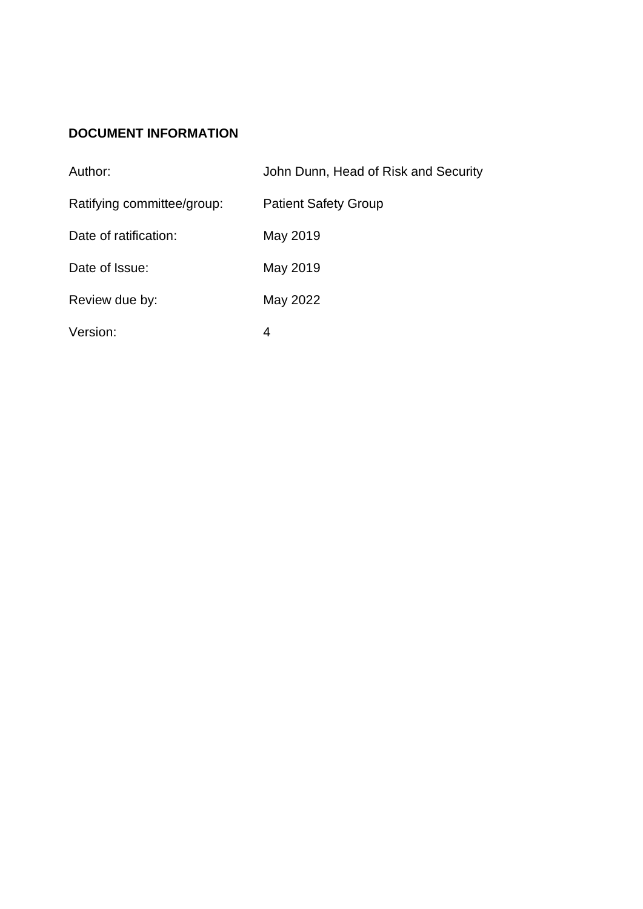**DOCUMENT INFORMATION**

| | |
|---|---|
| Author: | John Dunn, Head of Risk and Security |
| Ratifying committee/group: | Patient Safety Group |
| Date of ratification: | May 2019 |
| Date of Issue: | May 2019 |
| Review due by: | May 2022 |
| Version: | 4 |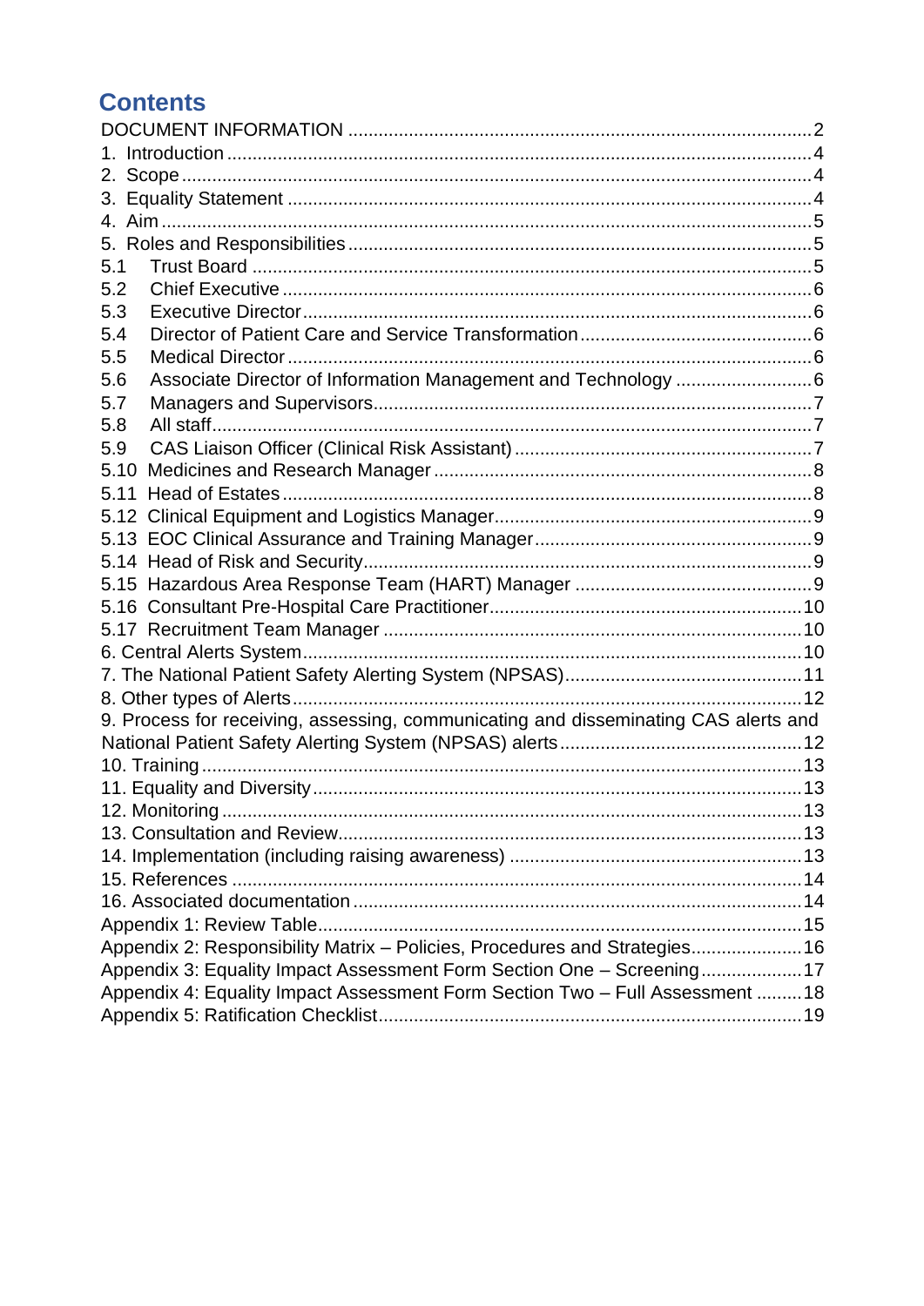# Contents

DOCUMENT INFORMATION .......... 2
1. Introduction .......... 4
2. Scope .......... 4
3. Equality Statement .......... 4
4. Aim .......... 5
5. Roles and Responsibilities .......... 5
5.1 Trust Board .......... 5
5.2 Chief Executive .......... 6
5.3 Executive Director .......... 6
5.4 Director of Patient Care and Service Transformation .......... 6
5.5 Medical Director .......... 6
5.6 Associate Director of Information Management and Technology .......... 6
5.7 Managers and Supervisors .......... 7
5.8 All staff .......... 7
5.9 CAS Liaison Officer (Clinical Risk Assistant) .......... 7
5.10 Medicines and Research Manager .......... 8
5.11 Head of Estates .......... 8
5.12 Clinical Equipment and Logistics Manager .......... 9
5.13 EOC Clinical Assurance and Training Manager .......... 9
5.14 Head of Risk and Security .......... 9
5.15 Hazardous Area Response Team (HART) Manager .......... 9
5.16 Consultant Pre-Hospital Care Practitioner .......... 10
5.17 Recruitment Team Manager .......... 10
6. Central Alerts System .......... 10
7. The National Patient Safety Alerting System (NPSAS) .......... 11
8. Other types of Alerts .......... 12
9. Process for receiving, assessing, communicating and disseminating CAS alerts and National Patient Safety Alerting System (NPSAS) alerts .......... 12
10. Training .......... 13
11. Equality and Diversity .......... 13
12. Monitoring .......... 13
13. Consultation and Review .......... 13
14. Implementation (including raising awareness) .......... 13
15. References .......... 14
16. Associated documentation .......... 14
Appendix 1: Review Table .......... 15
Appendix 2: Responsibility Matrix – Policies, Procedures and Strategies .......... 16
Appendix 3: Equality Impact Assessment Form Section One – Screening .......... 17
Appendix 4: Equality Impact Assessment Form Section Two – Full Assessment .......... 18
Appendix 5: Ratification Checklist .......... 19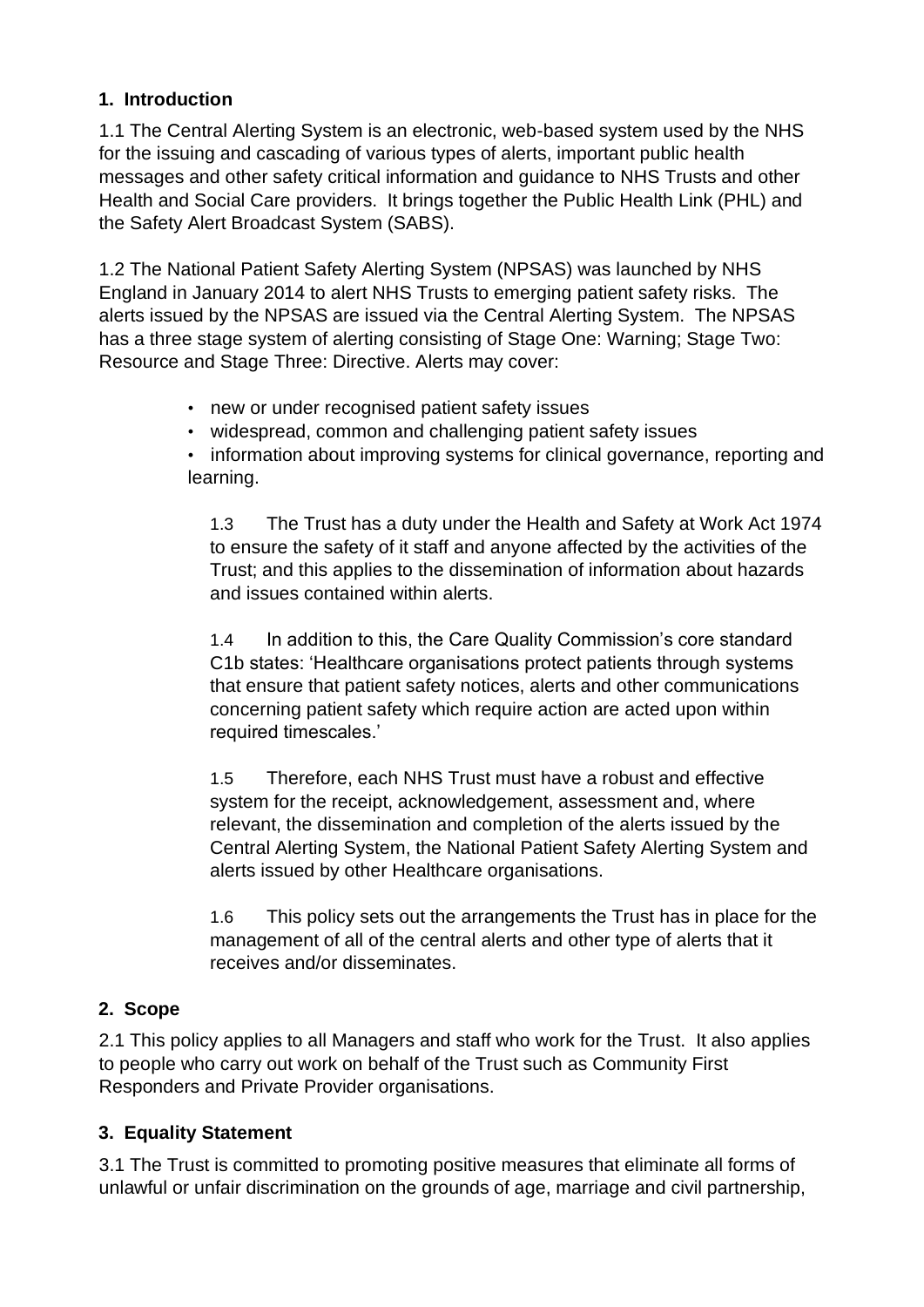## 1. Introduction

1.1 The Central Alerting System is an electronic, web-based system used by the NHS for the issuing and cascading of various types of alerts, important public health messages and other safety critical information and guidance to NHS Trusts and other Health and Social Care providers. It brings together the Public Health Link (PHL) and the Safety Alert Broadcast System (SABS).

1.2 The National Patient Safety Alerting System (NPSAS) was launched by NHS England in January 2014 to alert NHS Trusts to emerging patient safety risks. The alerts issued by the NPSAS are issued via the Central Alerting System. The NPSAS has a three stage system of alerting consisting of Stage One: Warning; Stage Two: Resource and Stage Three: Directive. Alerts may cover:

- new or under recognised patient safety issues
- widespread, common and challenging patient safety issues
- information about improving systems for clinical governance, reporting and learning.

1.3 The Trust has a duty under the Health and Safety at Work Act 1974 to ensure the safety of it staff and anyone affected by the activities of the Trust; and this applies to the dissemination of information about hazards and issues contained within alerts.

1.4 In addition to this, the Care Quality Commission's core standard C1b states: 'Healthcare organisations protect patients through systems that ensure that patient safety notices, alerts and other communications concerning patient safety which require action are acted upon within required timescales.'

1.5 Therefore, each NHS Trust must have a robust and effective system for the receipt, acknowledgement, assessment and, where relevant, the dissemination and completion of the alerts issued by the Central Alerting System, the National Patient Safety Alerting System and alerts issued by other Healthcare organisations.

1.6 This policy sets out the arrangements the Trust has in place for the management of all of the central alerts and other type of alerts that it receives and/or disseminates.

## 2. Scope

2.1 This policy applies to all Managers and staff who work for the Trust. It also applies to people who carry out work on behalf of the Trust such as Community First Responders and Private Provider organisations.

## 3. Equality Statement

3.1 The Trust is committed to promoting positive measures that eliminate all forms of unlawful or unfair discrimination on the grounds of age, marriage and civil partnership,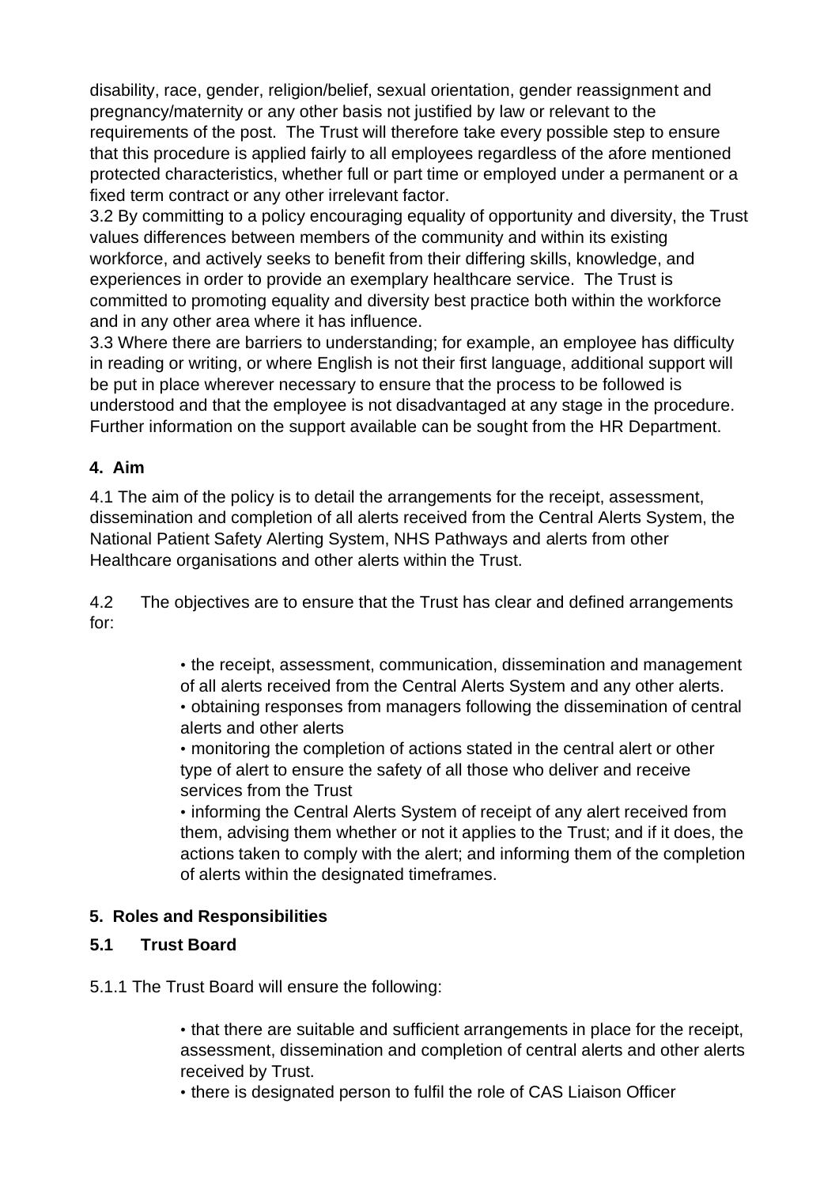disability, race, gender, religion/belief, sexual orientation, gender reassignment and pregnancy/maternity or any other basis not justified by law or relevant to the requirements of the post. The Trust will therefore take every possible step to ensure that this procedure is applied fairly to all employees regardless of the afore mentioned protected characteristics, whether full or part time or employed under a permanent or a fixed term contract or any other irrelevant factor.

3.2 By committing to a policy encouraging equality of opportunity and diversity, the Trust values differences between members of the community and within its existing workforce, and actively seeks to benefit from their differing skills, knowledge, and experiences in order to provide an exemplary healthcare service. The Trust is committed to promoting equality and diversity best practice both within the workforce and in any other area where it has influence.

3.3 Where there are barriers to understanding; for example, an employee has difficulty in reading or writing, or where English is not their first language, additional support will be put in place wherever necessary to ensure that the process to be followed is understood and that the employee is not disadvantaged at any stage in the procedure. Further information on the support available can be sought from the HR Department.

## 4. Aim

4.1 The aim of the policy is to detail the arrangements for the receipt, assessment, dissemination and completion of all alerts received from the Central Alerts System, the National Patient Safety Alerting System, NHS Pathways and alerts from other Healthcare organisations and other alerts within the Trust.

4.2 The objectives are to ensure that the Trust has clear and defined arrangements for:

- the receipt, assessment, communication, dissemination and management of all alerts received from the Central Alerts System and any other alerts.
- obtaining responses from managers following the dissemination of central alerts and other alerts
- monitoring the completion of actions stated in the central alert or other type of alert to ensure the safety of all those who deliver and receive services from the Trust
- informing the Central Alerts System of receipt of any alert received from them, advising them whether or not it applies to the Trust; and if it does, the actions taken to comply with the alert; and informing them of the completion of alerts within the designated timeframes.

## 5. Roles and Responsibilities

### 5.1 Trust Board

5.1.1 The Trust Board will ensure the following:

- that there are suitable and sufficient arrangements in place for the receipt, assessment, dissemination and completion of central alerts and other alerts received by Trust.
- there is designated person to fulfil the role of CAS Liaison Officer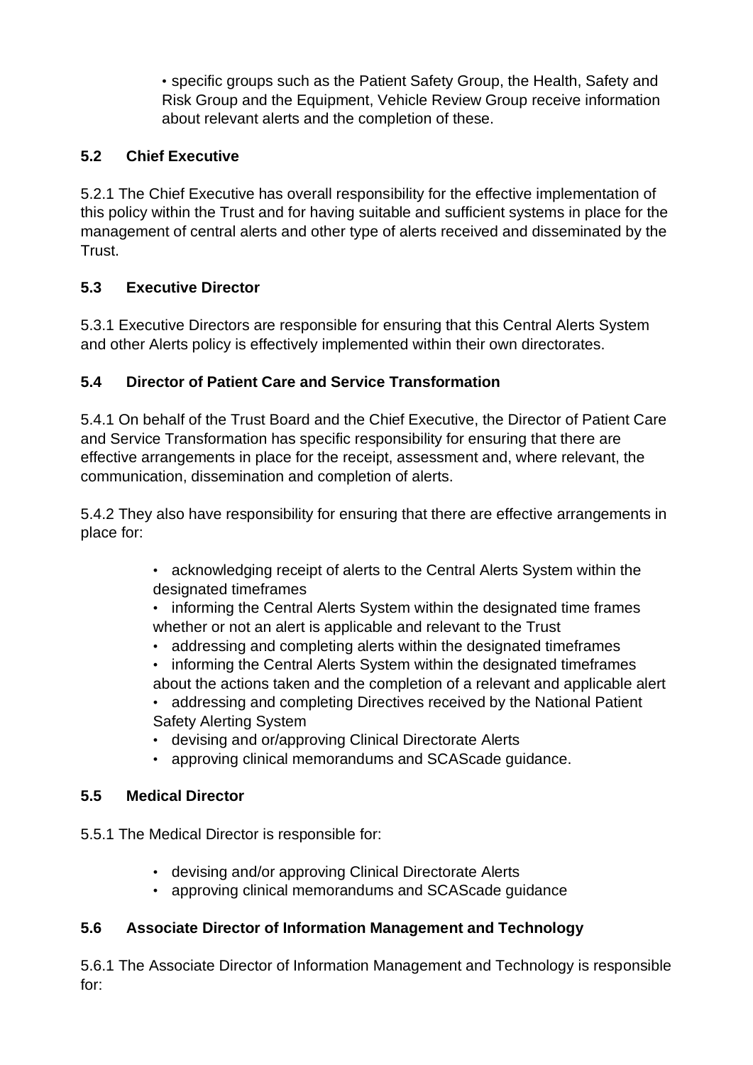- specific groups such as the Patient Safety Group, the Health, Safety and Risk Group and the Equipment, Vehicle Review Group receive information about relevant alerts and the completion of these.

### 5.2 Chief Executive

5.2.1 The Chief Executive has overall responsibility for the effective implementation of this policy within the Trust and for having suitable and sufficient systems in place for the management of central alerts and other type of alerts received and disseminated by the Trust.

### 5.3 Executive Director

5.3.1 Executive Directors are responsible for ensuring that this Central Alerts System and other Alerts policy is effectively implemented within their own directorates.

### 5.4 Director of Patient Care and Service Transformation

5.4.1 On behalf of the Trust Board and the Chief Executive, the Director of Patient Care and Service Transformation has specific responsibility for ensuring that there are effective arrangements in place for the receipt, assessment and, where relevant, the communication, dissemination and completion of alerts.

5.4.2 They also have responsibility for ensuring that there are effective arrangements in place for:

- acknowledging receipt of alerts to the Central Alerts System within the designated timeframes
- informing the Central Alerts System within the designated time frames whether or not an alert is applicable and relevant to the Trust
- addressing and completing alerts within the designated timeframes
- informing the Central Alerts System within the designated timeframes about the actions taken and the completion of a relevant and applicable alert
- addressing and completing Directives received by the National Patient Safety Alerting System
- devising and or/approving Clinical Directorate Alerts
- approving clinical memorandums and SCAScade guidance.

### 5.5 Medical Director

5.5.1 The Medical Director is responsible for:

- devising and/or approving Clinical Directorate Alerts
- approving clinical memorandums and SCAScade guidance

### 5.6 Associate Director of Information Management and Technology

5.6.1 The Associate Director of Information Management and Technology is responsible for: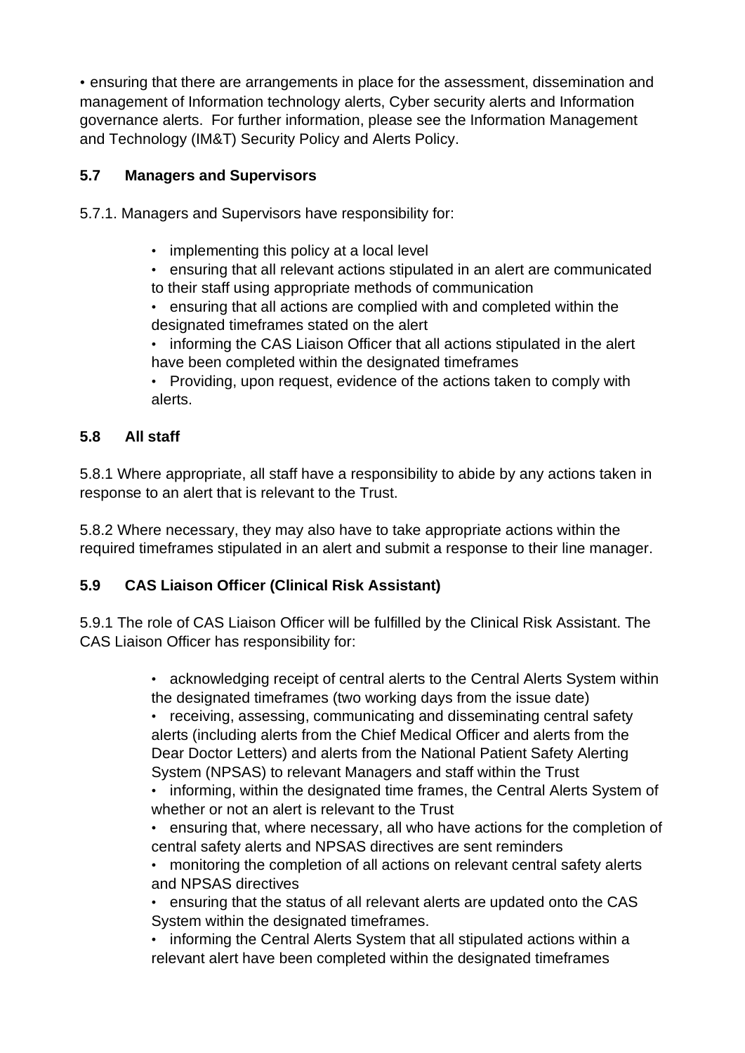- ensuring that there are arrangements in place for the assessment, dissemination and management of Information technology alerts, Cyber security alerts and Information governance alerts. For further information, please see the Information Management and Technology (IM&T) Security Policy and Alerts Policy.

### 5.7 Managers and Supervisors

5.7.1. Managers and Supervisors have responsibility for:

- implementing this policy at a local level
- ensuring that all relevant actions stipulated in an alert are communicated to their staff using appropriate methods of communication
- ensuring that all actions are complied with and completed within the designated timeframes stated on the alert
- informing the CAS Liaison Officer that all actions stipulated in the alert have been completed within the designated timeframes
- Providing, upon request, evidence of the actions taken to comply with alerts.

### 5.8 All staff

5.8.1 Where appropriate, all staff have a responsibility to abide by any actions taken in response to an alert that is relevant to the Trust.

5.8.2 Where necessary, they may also have to take appropriate actions within the required timeframes stipulated in an alert and submit a response to their line manager.

### 5.9 CAS Liaison Officer (Clinical Risk Assistant)

5.9.1 The role of CAS Liaison Officer will be fulfilled by the Clinical Risk Assistant. The CAS Liaison Officer has responsibility for:

- acknowledging receipt of central alerts to the Central Alerts System within the designated timeframes (two working days from the issue date)
- receiving, assessing, communicating and disseminating central safety alerts (including alerts from the Chief Medical Officer and alerts from the Dear Doctor Letters) and alerts from the National Patient Safety Alerting System (NPSAS) to relevant Managers and staff within the Trust
- informing, within the designated time frames, the Central Alerts System of whether or not an alert is relevant to the Trust
- ensuring that, where necessary, all who have actions for the completion of central safety alerts and NPSAS directives are sent reminders
- monitoring the completion of all actions on relevant central safety alerts and NPSAS directives
- ensuring that the status of all relevant alerts are updated onto the CAS System within the designated timeframes.
- informing the Central Alerts System that all stipulated actions within a relevant alert have been completed within the designated timeframes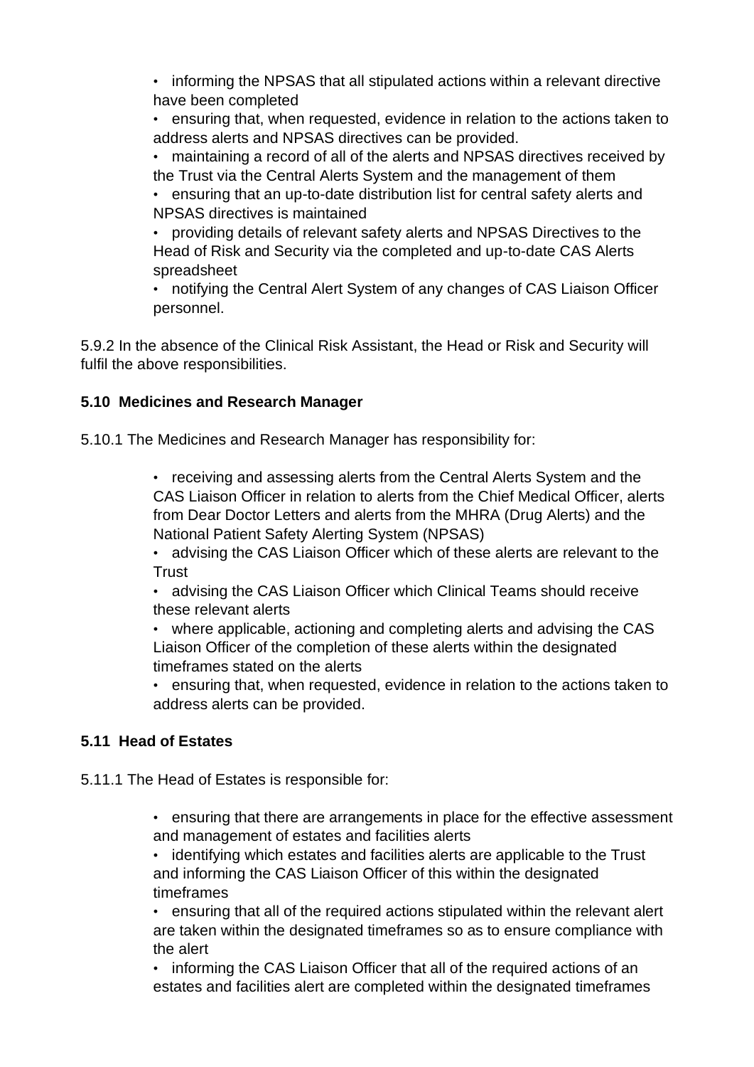- informing the NPSAS that all stipulated actions within a relevant directive have been completed
- ensuring that, when requested, evidence in relation to the actions taken to address alerts and NPSAS directives can be provided.
- maintaining a record of all of the alerts and NPSAS directives received by the Trust via the Central Alerts System and the management of them
- ensuring that an up-to-date distribution list for central safety alerts and NPSAS directives is maintained
- providing details of relevant safety alerts and NPSAS Directives to the Head of Risk and Security via the completed and up-to-date CAS Alerts spreadsheet
- notifying the Central Alert System of any changes of CAS Liaison Officer personnel.

5.9.2 In the absence of the Clinical Risk Assistant, the Head or Risk and Security will fulfil the above responsibilities.

### 5.10 Medicines and Research Manager

5.10.1 The Medicines and Research Manager has responsibility for:

- receiving and assessing alerts from the Central Alerts System and the CAS Liaison Officer in relation to alerts from the Chief Medical Officer, alerts from Dear Doctor Letters and alerts from the MHRA (Drug Alerts) and the National Patient Safety Alerting System (NPSAS)
- advising the CAS Liaison Officer which of these alerts are relevant to the Trust
- advising the CAS Liaison Officer which Clinical Teams should receive these relevant alerts
- where applicable, actioning and completing alerts and advising the CAS Liaison Officer of the completion of these alerts within the designated timeframes stated on the alerts
- ensuring that, when requested, evidence in relation to the actions taken to address alerts can be provided.

### 5.11 Head of Estates

5.11.1 The Head of Estates is responsible for:

- ensuring that there are arrangements in place for the effective assessment and management of estates and facilities alerts
- identifying which estates and facilities alerts are applicable to the Trust and informing the CAS Liaison Officer of this within the designated timeframes
- ensuring that all of the required actions stipulated within the relevant alert are taken within the designated timeframes so as to ensure compliance with the alert
- informing the CAS Liaison Officer that all of the required actions of an estates and facilities alert are completed within the designated timeframes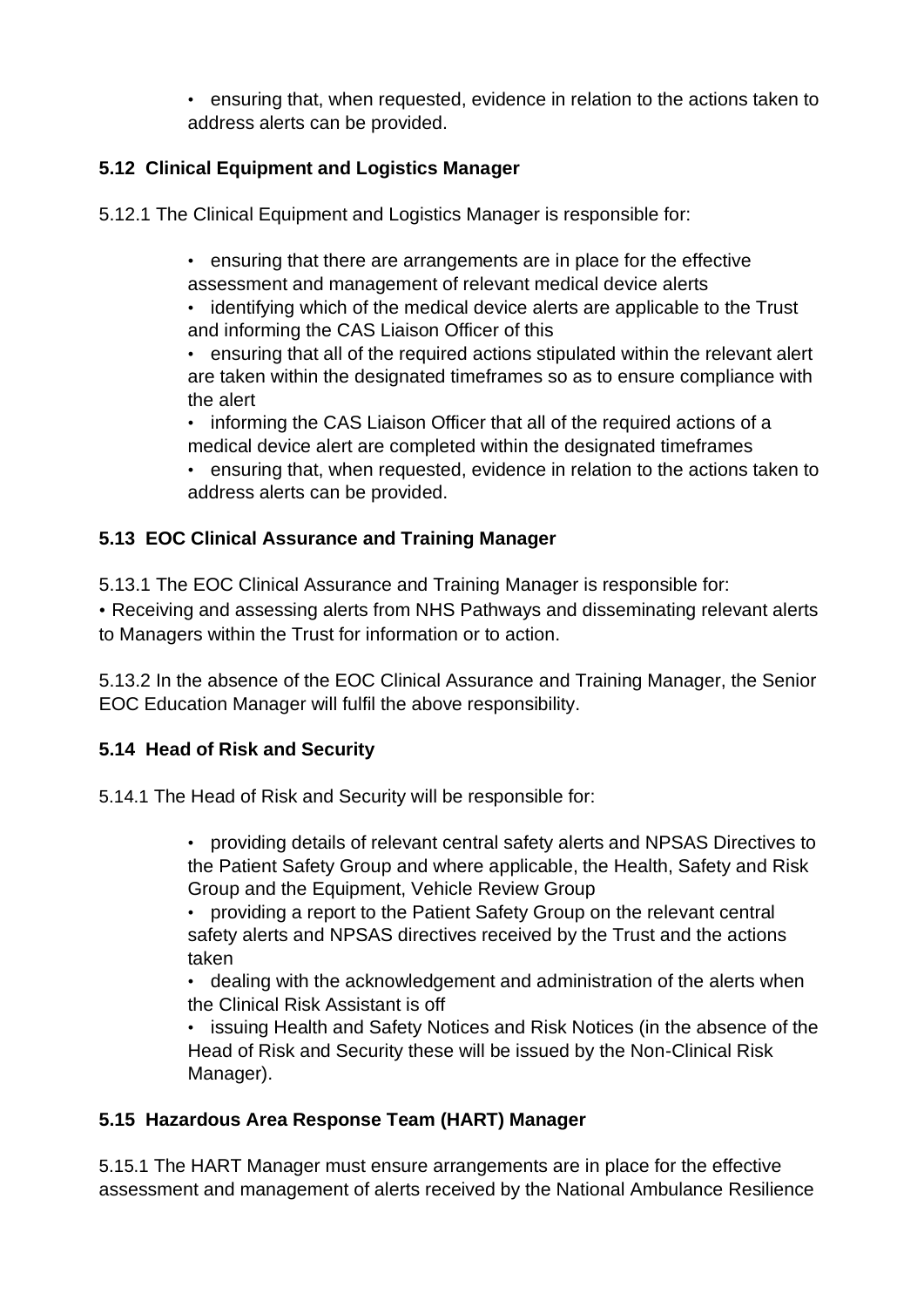- ensuring that, when requested, evidence in relation to the actions taken to address alerts can be provided.

### 5.12 Clinical Equipment and Logistics Manager

5.12.1 The Clinical Equipment and Logistics Manager is responsible for:

- ensuring that there are arrangements are in place for the effective assessment and management of relevant medical device alerts
- identifying which of the medical device alerts are applicable to the Trust and informing the CAS Liaison Officer of this
- ensuring that all of the required actions stipulated within the relevant alert are taken within the designated timeframes so as to ensure compliance with the alert
- informing the CAS Liaison Officer that all of the required actions of a medical device alert are completed within the designated timeframes
- ensuring that, when requested, evidence in relation to the actions taken to address alerts can be provided.

### 5.13 EOC Clinical Assurance and Training Manager

5.13.1 The EOC Clinical Assurance and Training Manager is responsible for:

- Receiving and assessing alerts from NHS Pathways and disseminating relevant alerts to Managers within the Trust for information or to action.

5.13.2 In the absence of the EOC Clinical Assurance and Training Manager, the Senior EOC Education Manager will fulfil the above responsibility.

### 5.14 Head of Risk and Security

5.14.1 The Head of Risk and Security will be responsible for:

- providing details of relevant central safety alerts and NPSAS Directives to the Patient Safety Group and where applicable, the Health, Safety and Risk Group and the Equipment, Vehicle Review Group
- providing a report to the Patient Safety Group on the relevant central safety alerts and NPSAS directives received by the Trust and the actions taken
- dealing with the acknowledgement and administration of the alerts when the Clinical Risk Assistant is off
- issuing Health and Safety Notices and Risk Notices (in the absence of the Head of Risk and Security these will be issued by the Non-Clinical Risk Manager).

### 5.15 Hazardous Area Response Team (HART) Manager

5.15.1 The HART Manager must ensure arrangements are in place for the effective assessment and management of alerts received by the National Ambulance Resilience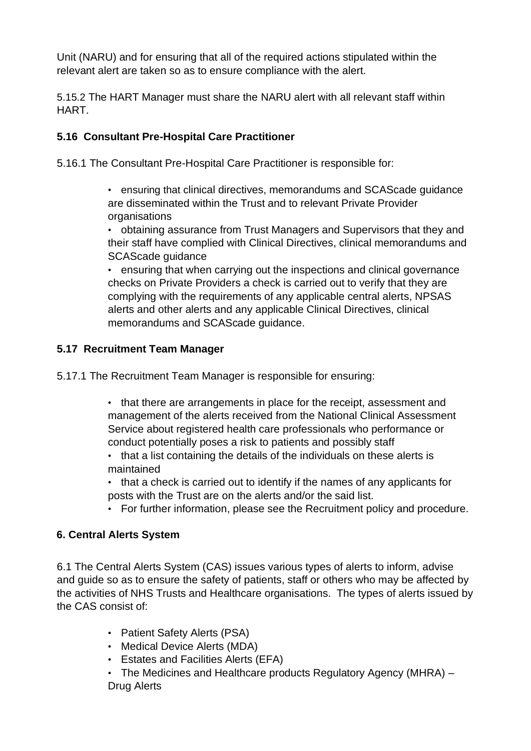Unit (NARU) and for ensuring that all of the required actions stipulated within the relevant alert are taken so as to ensure compliance with the alert.

5.15.2 The HART Manager must share the NARU alert with all relevant staff within HART.

### 5.16 Consultant Pre-Hospital Care Practitioner

5.16.1 The Consultant Pre-Hospital Care Practitioner is responsible for:

- ensuring that clinical directives, memorandums and SCAScade guidance are disseminated within the Trust and to relevant Private Provider organisations
- obtaining assurance from Trust Managers and Supervisors that they and their staff have complied with Clinical Directives, clinical memorandums and SCAScade guidance
- ensuring that when carrying out the inspections and clinical governance checks on Private Providers a check is carried out to verify that they are complying with the requirements of any applicable central alerts, NPSAS alerts and other alerts and any applicable Clinical Directives, clinical memorandums and SCAScade guidance.

### 5.17 Recruitment Team Manager

5.17.1 The Recruitment Team Manager is responsible for ensuring:

- that there are arrangements in place for the receipt, assessment and management of the alerts received from the National Clinical Assessment Service about registered health care professionals who performance or conduct potentially poses a risk to patients and possibly staff
- that a list containing the details of the individuals on these alerts is maintained
- that a check is carried out to identify if the names of any applicants for posts with the Trust are on the alerts and/or the said list.
- For further information, please see the Recruitment policy and procedure.

## 6. Central Alerts System

6.1 The Central Alerts System (CAS) issues various types of alerts to inform, advise and guide so as to ensure the safety of patients, staff or others who may be affected by the activities of NHS Trusts and Healthcare organisations. The types of alerts issued by the CAS consist of:

- Patient Safety Alerts (PSA)
- Medical Device Alerts (MDA)
- Estates and Facilities Alerts (EFA)
- The Medicines and Healthcare products Regulatory Agency (MHRA) – Drug Alerts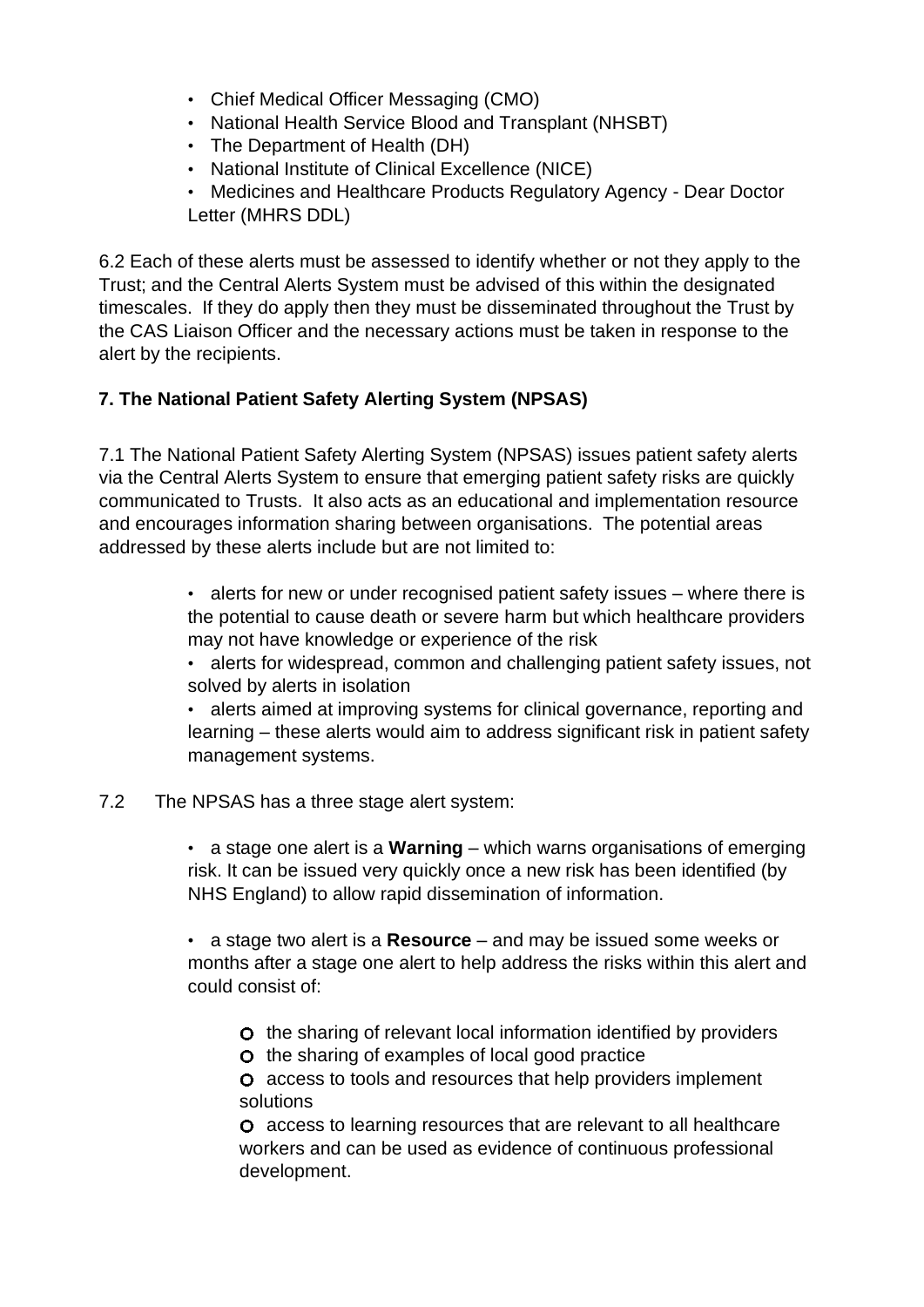- Chief Medical Officer Messaging (CMO)
- National Health Service Blood and Transplant (NHSBT)
- The Department of Health (DH)
- National Institute of Clinical Excellence (NICE)
- Medicines and Healthcare Products Regulatory Agency - Dear Doctor Letter (MHRS DDL)

6.2 Each of these alerts must be assessed to identify whether or not they apply to the Trust; and the Central Alerts System must be advised of this within the designated timescales. If they do apply then they must be disseminated throughout the Trust by the CAS Liaison Officer and the necessary actions must be taken in response to the alert by the recipients.

## 7. The National Patient Safety Alerting System (NPSAS)

7.1 The National Patient Safety Alerting System (NPSAS) issues patient safety alerts via the Central Alerts System to ensure that emerging patient safety risks are quickly communicated to Trusts. It also acts as an educational and implementation resource and encourages information sharing between organisations. The potential areas addressed by these alerts include but are not limited to:

- alerts for new or under recognised patient safety issues – where there is the potential to cause death or severe harm but which healthcare providers may not have knowledge or experience of the risk
- alerts for widespread, common and challenging patient safety issues, not solved by alerts in isolation
- alerts aimed at improving systems for clinical governance, reporting and learning – these alerts would aim to address significant risk in patient safety management systems.

7.2 The NPSAS has a three stage alert system:

- a stage one alert is a **Warning** – which warns organisations of emerging risk. It can be issued very quickly once a new risk has been identified (by NHS England) to allow rapid dissemination of information.

- a stage two alert is a **Resource** – and may be issued some weeks or months after a stage one alert to help address the risks within this alert and could consist of:

  - the sharing of relevant local information identified by providers
  - the sharing of examples of local good practice
  - access to tools and resources that help providers implement solutions
  - access to learning resources that are relevant to all healthcare workers and can be used as evidence of continuous professional development.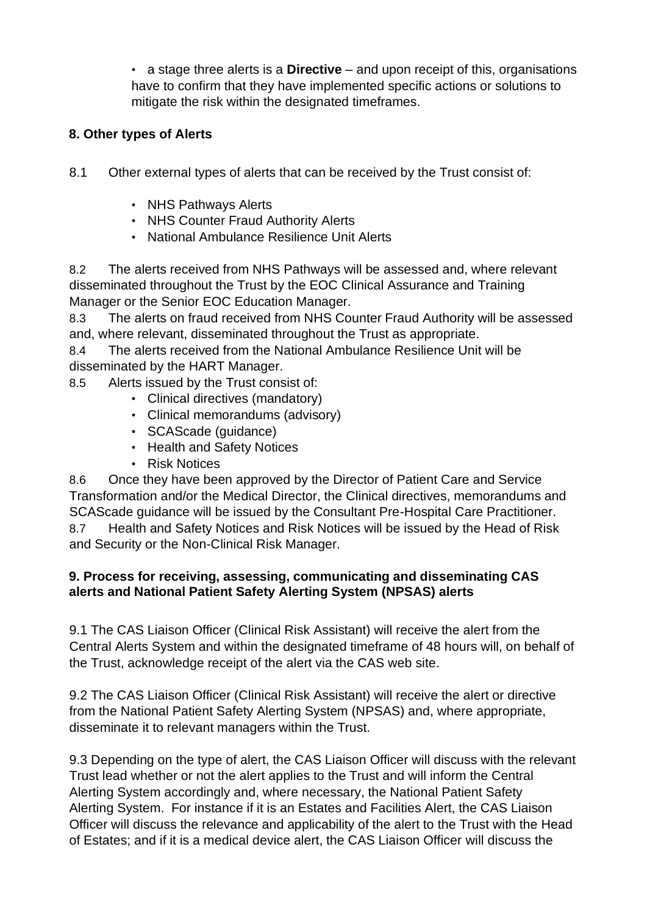- a stage three alerts is a **Directive** – and upon receipt of this, organisations have to confirm that they have implemented specific actions or solutions to mitigate the risk within the designated timeframes.

## 8. Other types of Alerts

8.1 Other external types of alerts that can be received by the Trust consist of:

- NHS Pathways Alerts
- NHS Counter Fraud Authority Alerts
- National Ambulance Resilience Unit Alerts

8.2 The alerts received from NHS Pathways will be assessed and, where relevant disseminated throughout the Trust by the EOC Clinical Assurance and Training Manager or the Senior EOC Education Manager.

8.3 The alerts on fraud received from NHS Counter Fraud Authority will be assessed and, where relevant, disseminated throughout the Trust as appropriate.

8.4 The alerts received from the National Ambulance Resilience Unit will be disseminated by the HART Manager.

8.5 Alerts issued by the Trust consist of:

- Clinical directives (mandatory)
- Clinical memorandums (advisory)
- SCAScade (guidance)
- Health and Safety Notices
- Risk Notices

8.6 Once they have been approved by the Director of Patient Care and Service Transformation and/or the Medical Director, the Clinical directives, memorandums and SCAScade guidance will be issued by the Consultant Pre-Hospital Care Practitioner.

8.7 Health and Safety Notices and Risk Notices will be issued by the Head of Risk and Security or the Non-Clinical Risk Manager.

## 9. Process for receiving, assessing, communicating and disseminating CAS alerts and National Patient Safety Alerting System (NPSAS) alerts

9.1 The CAS Liaison Officer (Clinical Risk Assistant) will receive the alert from the Central Alerts System and within the designated timeframe of 48 hours will, on behalf of the Trust, acknowledge receipt of the alert via the CAS web site.

9.2 The CAS Liaison Officer (Clinical Risk Assistant) will receive the alert or directive from the National Patient Safety Alerting System (NPSAS) and, where appropriate, disseminate it to relevant managers within the Trust.

9.3 Depending on the type of alert, the CAS Liaison Officer will discuss with the relevant Trust lead whether or not the alert applies to the Trust and will inform the Central Alerting System accordingly and, where necessary, the National Patient Safety Alerting System. For instance if it is an Estates and Facilities Alert, the CAS Liaison Officer will discuss the relevance and applicability of the alert to the Trust with the Head of Estates; and if it is a medical device alert, the CAS Liaison Officer will discuss the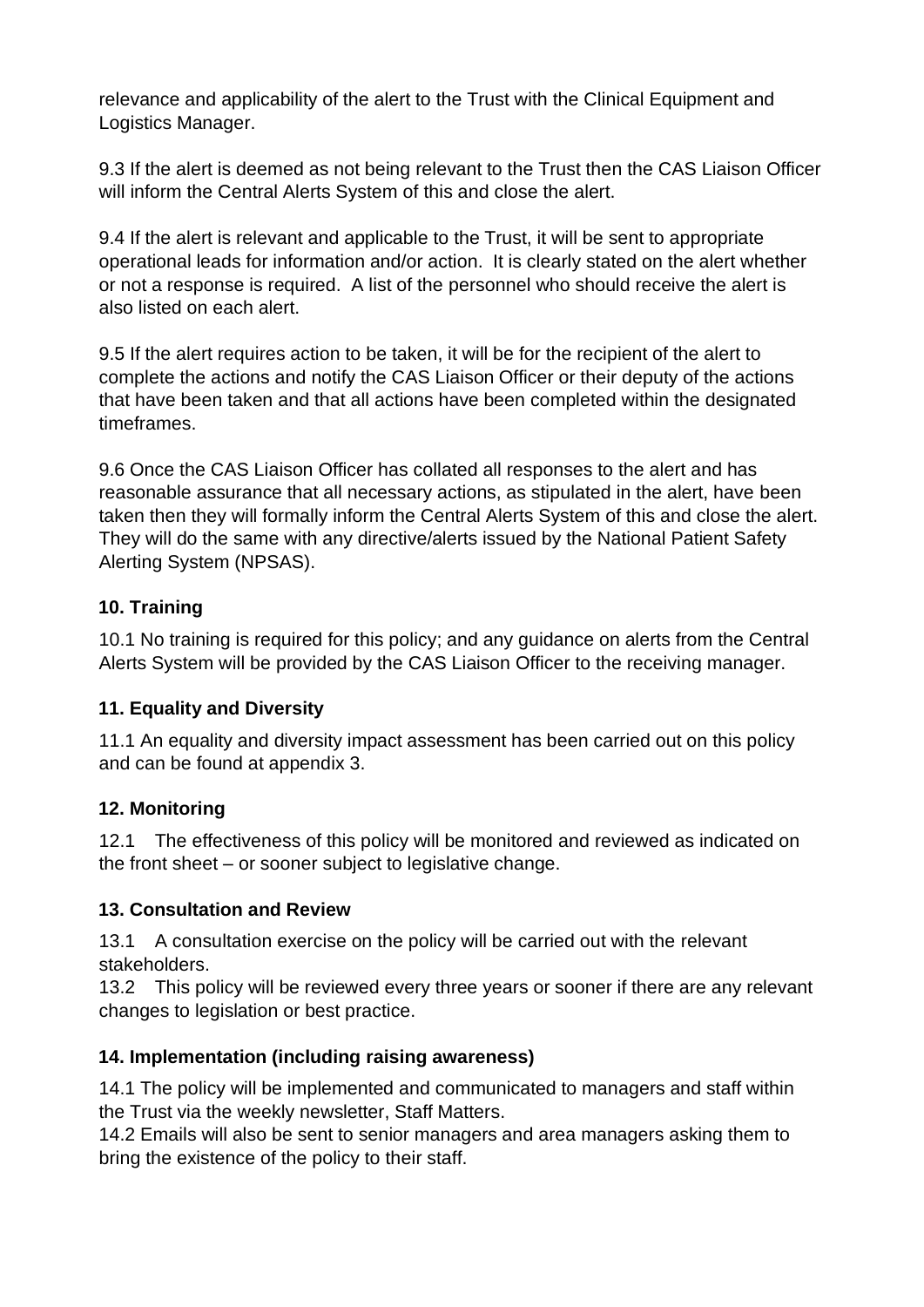relevance and applicability of the alert to the Trust with the Clinical Equipment and Logistics Manager.

9.3 If the alert is deemed as not being relevant to the Trust then the CAS Liaison Officer will inform the Central Alerts System of this and close the alert.

9.4 If the alert is relevant and applicable to the Trust, it will be sent to appropriate operational leads for information and/or action. It is clearly stated on the alert whether or not a response is required. A list of the personnel who should receive the alert is also listed on each alert.

9.5 If the alert requires action to be taken, it will be for the recipient of the alert to complete the actions and notify the CAS Liaison Officer or their deputy of the actions that have been taken and that all actions have been completed within the designated timeframes.

9.6 Once the CAS Liaison Officer has collated all responses to the alert and has reasonable assurance that all necessary actions, as stipulated in the alert, have been taken then they will formally inform the Central Alerts System of this and close the alert. They will do the same with any directive/alerts issued by the National Patient Safety Alerting System (NPSAS).

## 10. Training

10.1 No training is required for this policy; and any guidance on alerts from the Central Alerts System will be provided by the CAS Liaison Officer to the receiving manager.

## 11. Equality and Diversity

11.1 An equality and diversity impact assessment has been carried out on this policy and can be found at appendix 3.

## 12. Monitoring

12.1 The effectiveness of this policy will be monitored and reviewed as indicated on the front sheet – or sooner subject to legislative change.

## 13. Consultation and Review

13.1 A consultation exercise on the policy will be carried out with the relevant stakeholders.

13.2 This policy will be reviewed every three years or sooner if there are any relevant changes to legislation or best practice.

## 14. Implementation (including raising awareness)

14.1 The policy will be implemented and communicated to managers and staff within the Trust via the weekly newsletter, Staff Matters.

14.2 Emails will also be sent to senior managers and area managers asking them to bring the existence of the policy to their staff.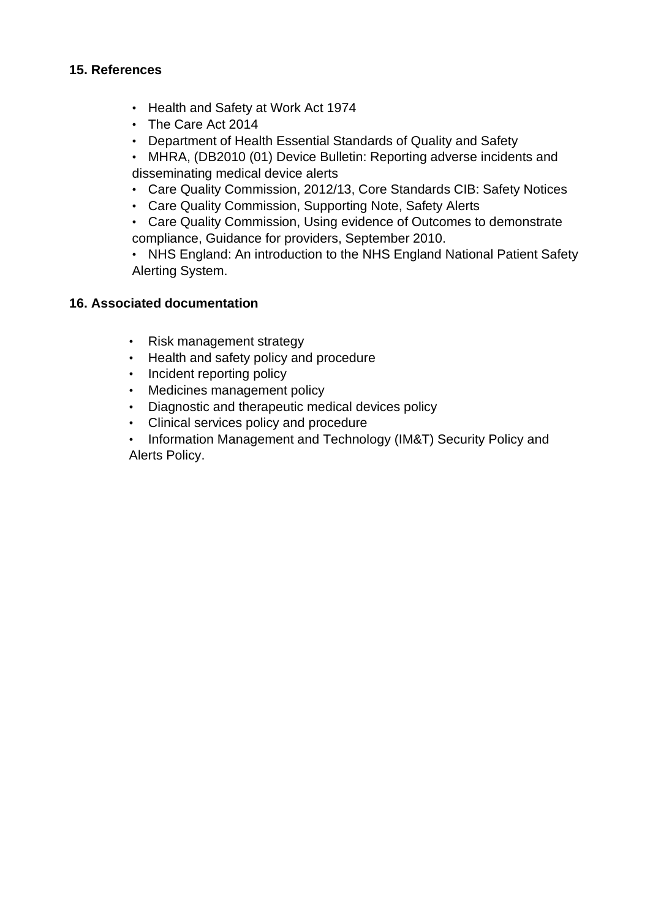## 15. References

- Health and Safety at Work Act 1974
- The Care Act 2014
- Department of Health Essential Standards of Quality and Safety
- MHRA, (DB2010 (01) Device Bulletin: Reporting adverse incidents and disseminating medical device alerts
- Care Quality Commission, 2012/13, Core Standards CIB: Safety Notices
- Care Quality Commission, Supporting Note, Safety Alerts
- Care Quality Commission, Using evidence of Outcomes to demonstrate compliance, Guidance for providers, September 2010.
- NHS England: An introduction to the NHS England National Patient Safety Alerting System.

## 16. Associated documentation

- Risk management strategy
- Health and safety policy and procedure
- Incident reporting policy
- Medicines management policy
- Diagnostic and therapeutic medical devices policy
- Clinical services policy and procedure
- Information Management and Technology (IM&T) Security Policy and Alerts Policy.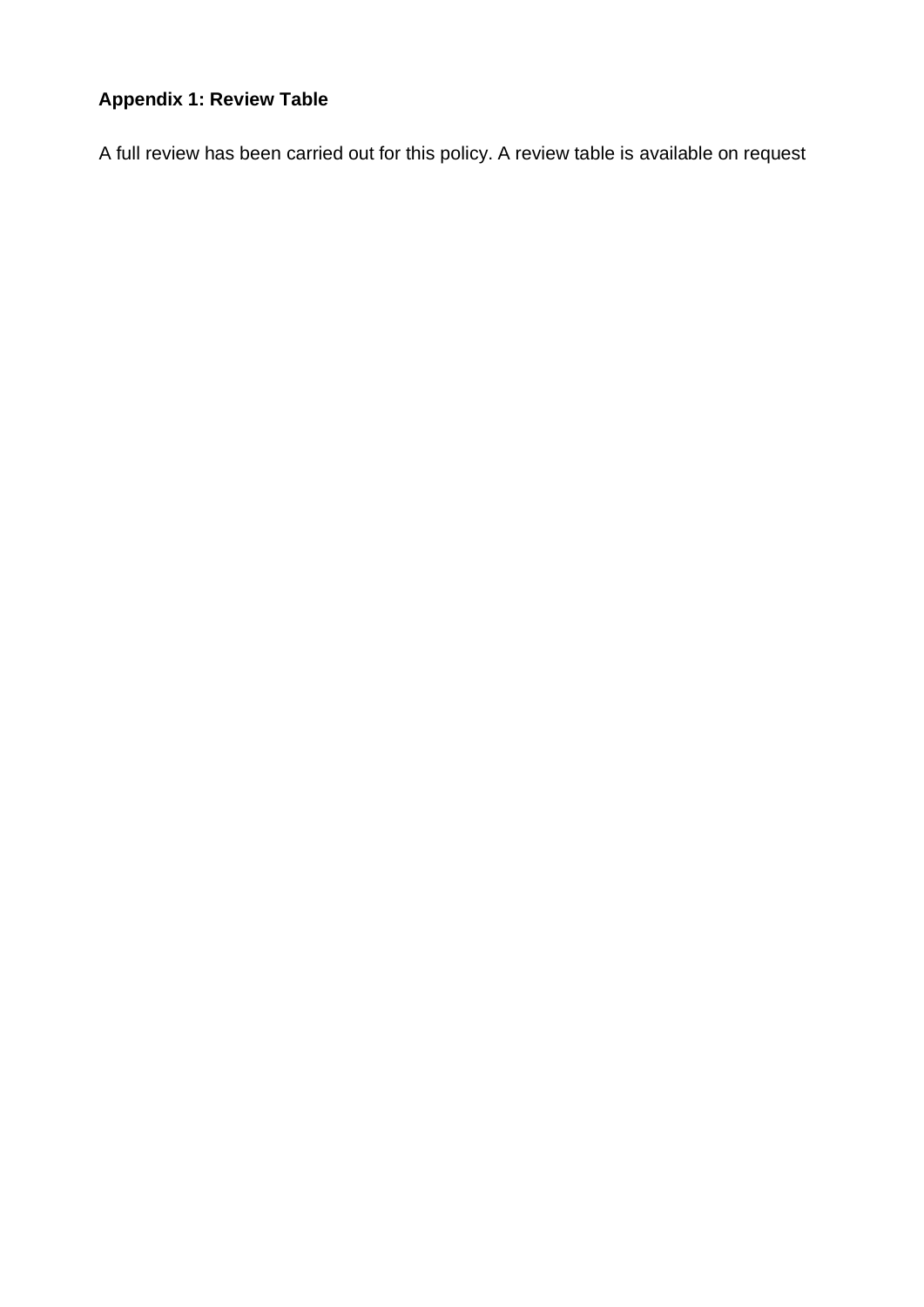**Appendix 1: Review Table**

A full review has been carried out for this policy. A review table is available on request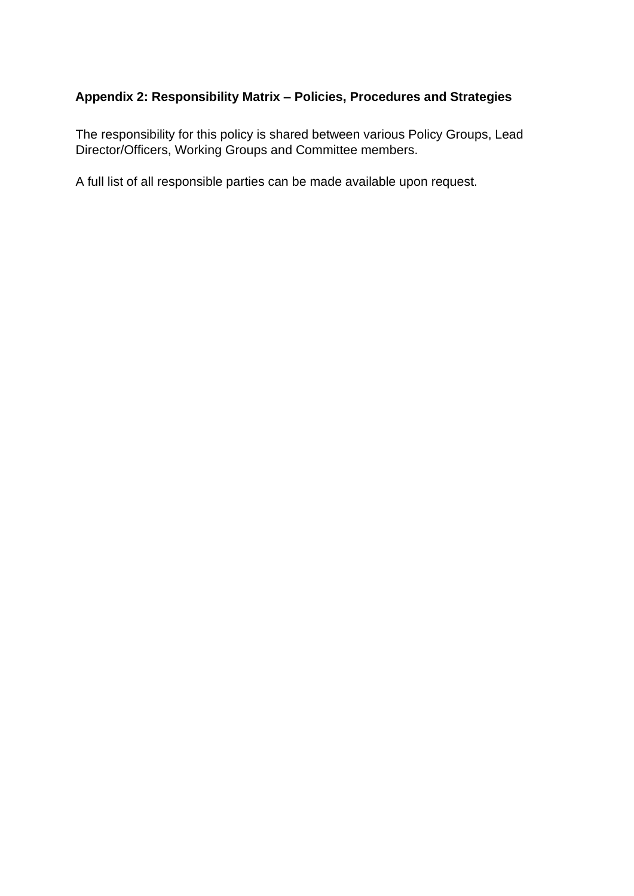**Appendix 2: Responsibility Matrix – Policies, Procedures and Strategies**

The responsibility for this policy is shared between various Policy Groups, Lead Director/Officers, Working Groups and Committee members.

A full list of all responsible parties can be made available upon request.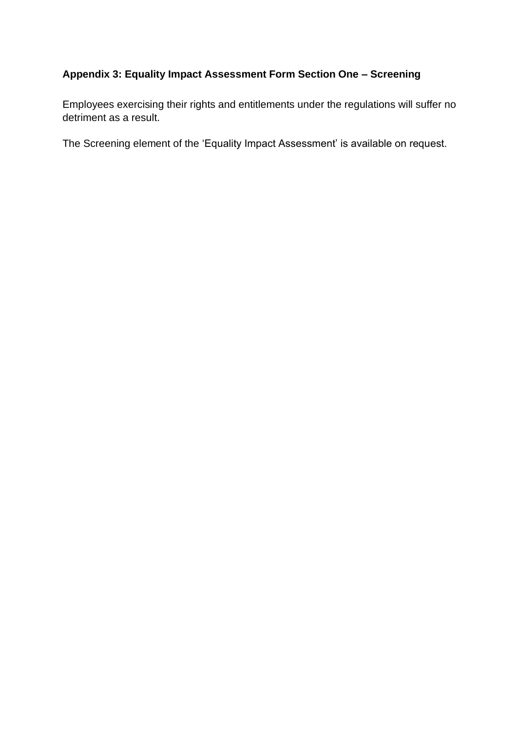**Appendix 3: Equality Impact Assessment Form Section One – Screening**

Employees exercising their rights and entitlements under the regulations will suffer no detriment as a result.

The Screening element of the 'Equality Impact Assessment' is available on request.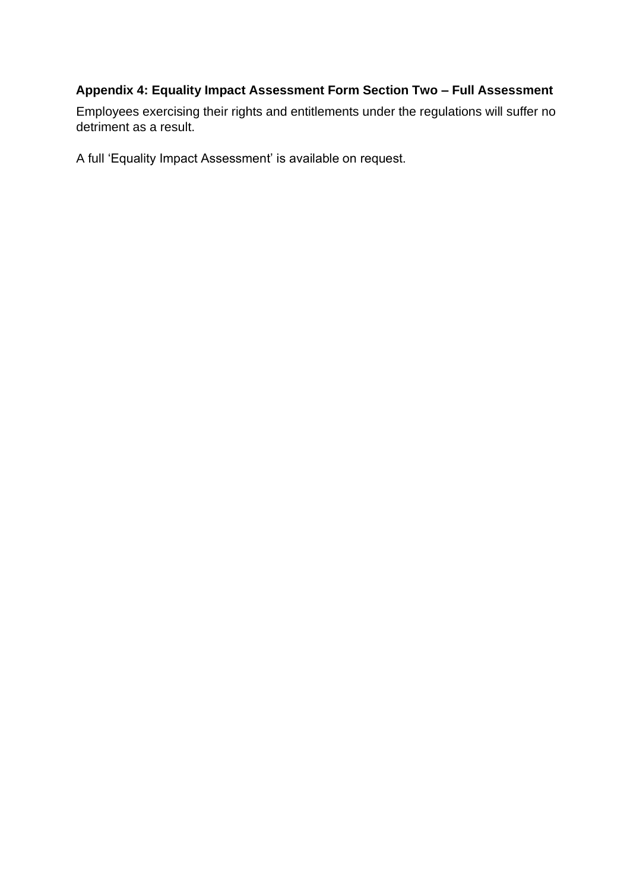**Appendix 4: Equality Impact Assessment Form Section Two – Full Assessment**

Employees exercising their rights and entitlements under the regulations will suffer no detriment as a result.

A full ‘Equality Impact Assessment’ is available on request.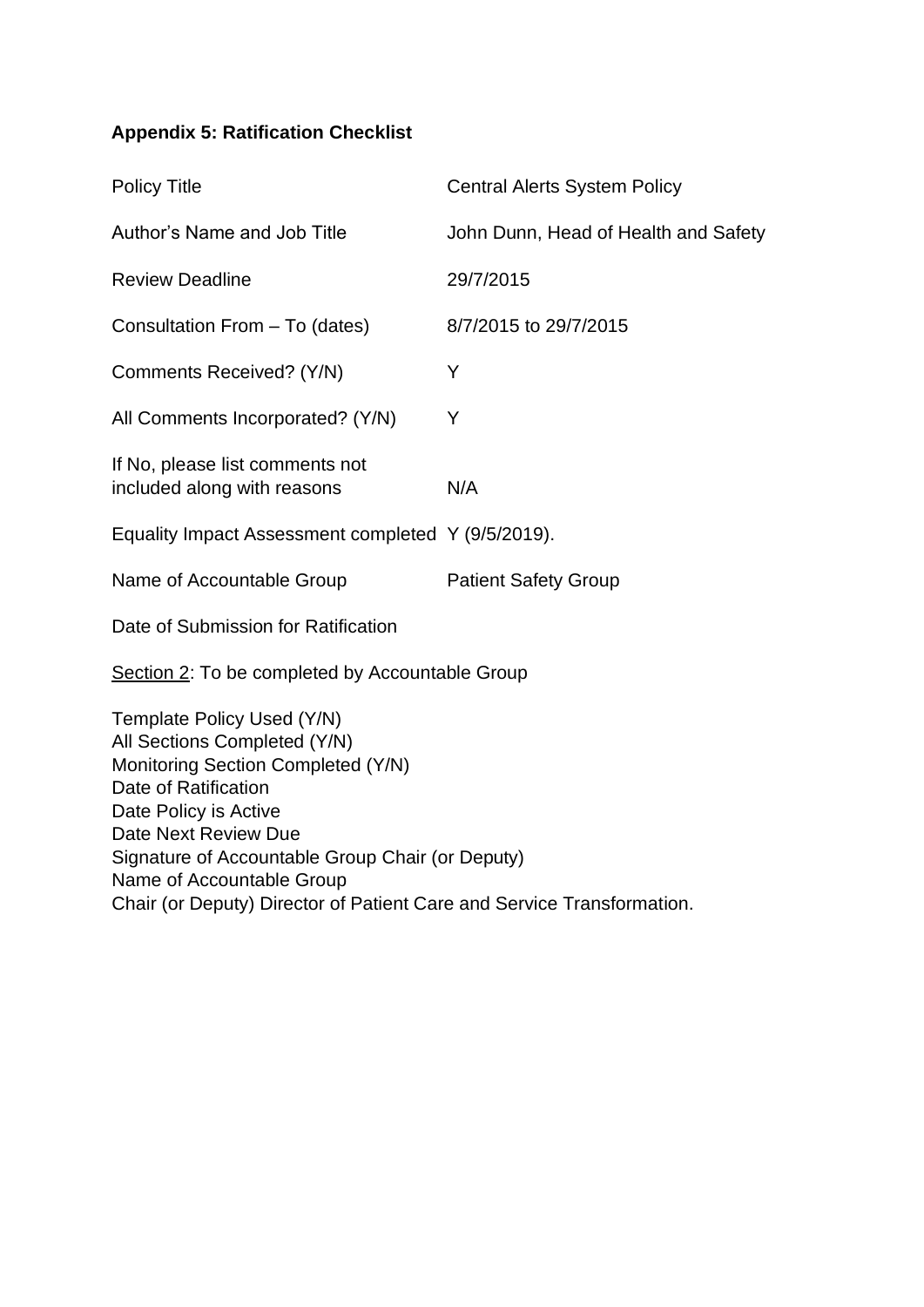**Appendix 5: Ratification Checklist**

| | |
|---|---|
| Policy Title | Central Alerts System Policy |
| Author's Name and Job Title | John Dunn, Head of Health and Safety |
| Review Deadline | 29/7/2015 |
| Consultation From – To (dates) | 8/7/2015 to 29/7/2015 |
| Comments Received? (Y/N) | Y |
| All Comments Incorporated? (Y/N) | Y |
| If No, please list comments not included along with reasons | N/A |
| Equality Impact Assessment completed | Y (9/5/2019). |
| Name of Accountable Group | Patient Safety Group |
| Date of Submission for Ratification | |

Section 2: To be completed by Accountable Group

Template Policy Used (Y/N)
All Sections Completed (Y/N)
Monitoring Section Completed (Y/N)
Date of Ratification
Date Policy is Active
Date Next Review Due
Signature of Accountable Group Chair (or Deputy)
Name of Accountable Group
Chair (or Deputy) Director of Patient Care and Service Transformation.